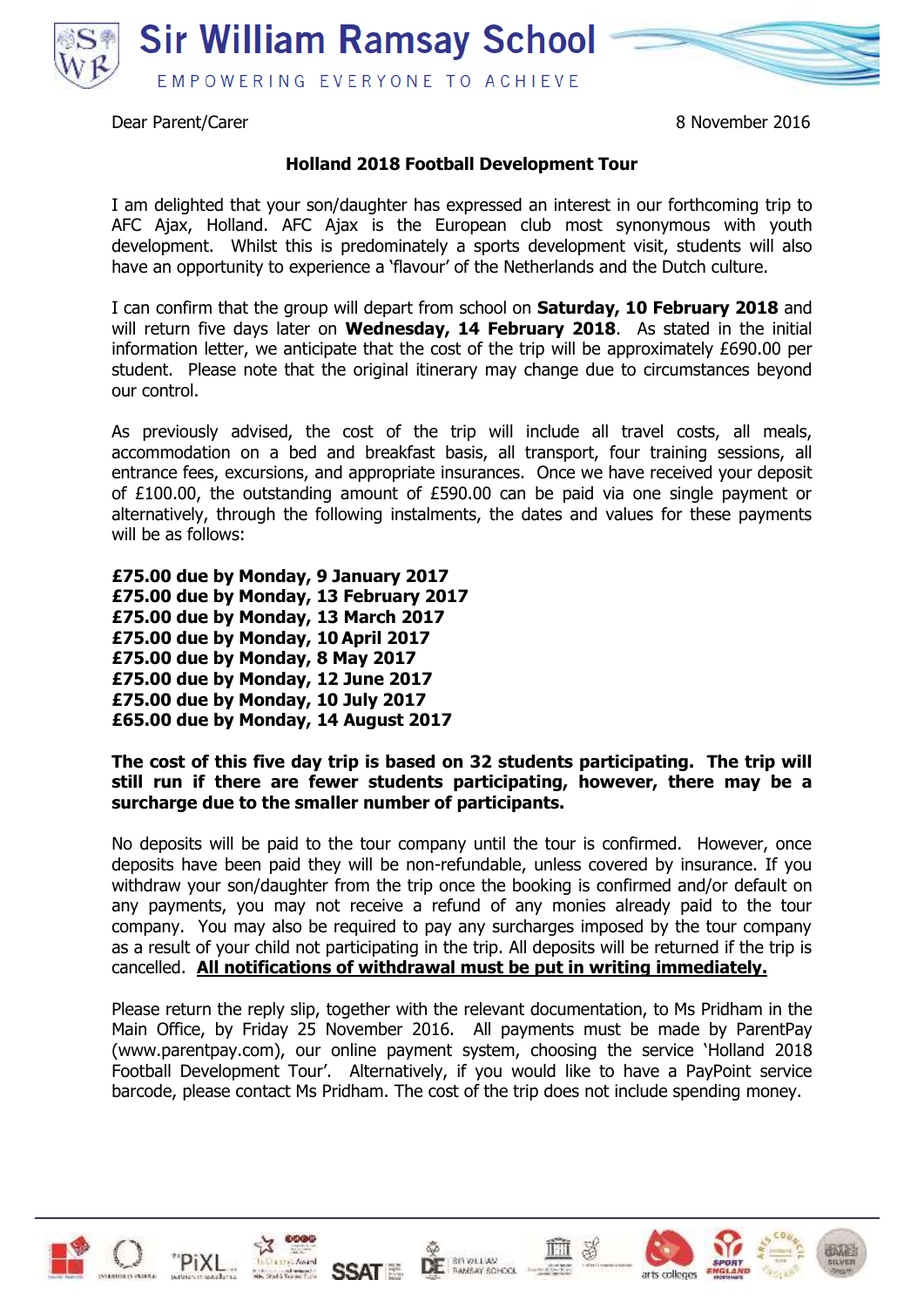# Sir William Ramsay School

EMPOWERING EVERYONE TO ACHIEVE

Dear Parent/Carer

8 November 2016

**Holland 2018 Football Development Tour**

I am delighted that your son/daughter has expressed an interest in our forthcoming trip to AFC Ajax, Holland. AFC Ajax is the European club most synonymous with youth development. Whilst this is predominately a sports development visit, students will also have an opportunity to experience a 'flavour' of the Netherlands and the Dutch culture.

I can confirm that the group will depart from school on **Saturday, 10 February 2018** and will return five days later on **Wednesday, 14 February 2018**. As stated in the initial information letter, we anticipate that the cost of the trip will be approximately £690.00 per student. Please note that the original itinerary may change due to circumstances beyond our control.

As previously advised, the cost of the trip will include all travel costs, all meals, accommodation on a bed and breakfast basis, all transport, four training sessions, all entrance fees, excursions, and appropriate insurances. Once we have received your deposit of £100.00, the outstanding amount of £590.00 can be paid via one single payment or alternatively, through the following instalments, the dates and values for these payments will be as follows:

**£75.00 due by Monday, 9 January 2017**
**£75.00 due by Monday, 13 February 2017**
**£75.00 due by Monday, 13 March 2017**
**£75.00 due by Monday, 10 April 2017**
**£75.00 due by Monday, 8 May 2017**
**£75.00 due by Monday, 12 June 2017**
**£75.00 due by Monday, 10 July 2017**
**£65.00 due by Monday, 14 August 2017**

**The cost of this five day trip is based on 32 students participating. The trip will still run if there are fewer students participating, however, there may be a surcharge due to the smaller number of participants.**

No deposits will be paid to the tour company until the tour is confirmed. However, once deposits have been paid they will be non-refundable, unless covered by insurance. If you withdraw your son/daughter from the trip once the booking is confirmed and/or default on any payments, you may not receive a refund of any monies already paid to the tour company. You may also be required to pay any surcharges imposed by the tour company as a result of your child not participating in the trip. All deposits will be returned if the trip is cancelled. <u>**All notifications of withdrawal must be put in writing immediately.**</u>

Please return the reply slip, together with the relevant documentation, to Ms Pridham in the Main Office, by Friday 25 November 2016. All payments must be made by ParentPay (www.parentpay.com), our online payment system, choosing the service 'Holland 2018 Football Development Tour'. Alternatively, if you would like to have a PayPoint service barcode, please contact Ms Pridham. The cost of the trip does not include spending money.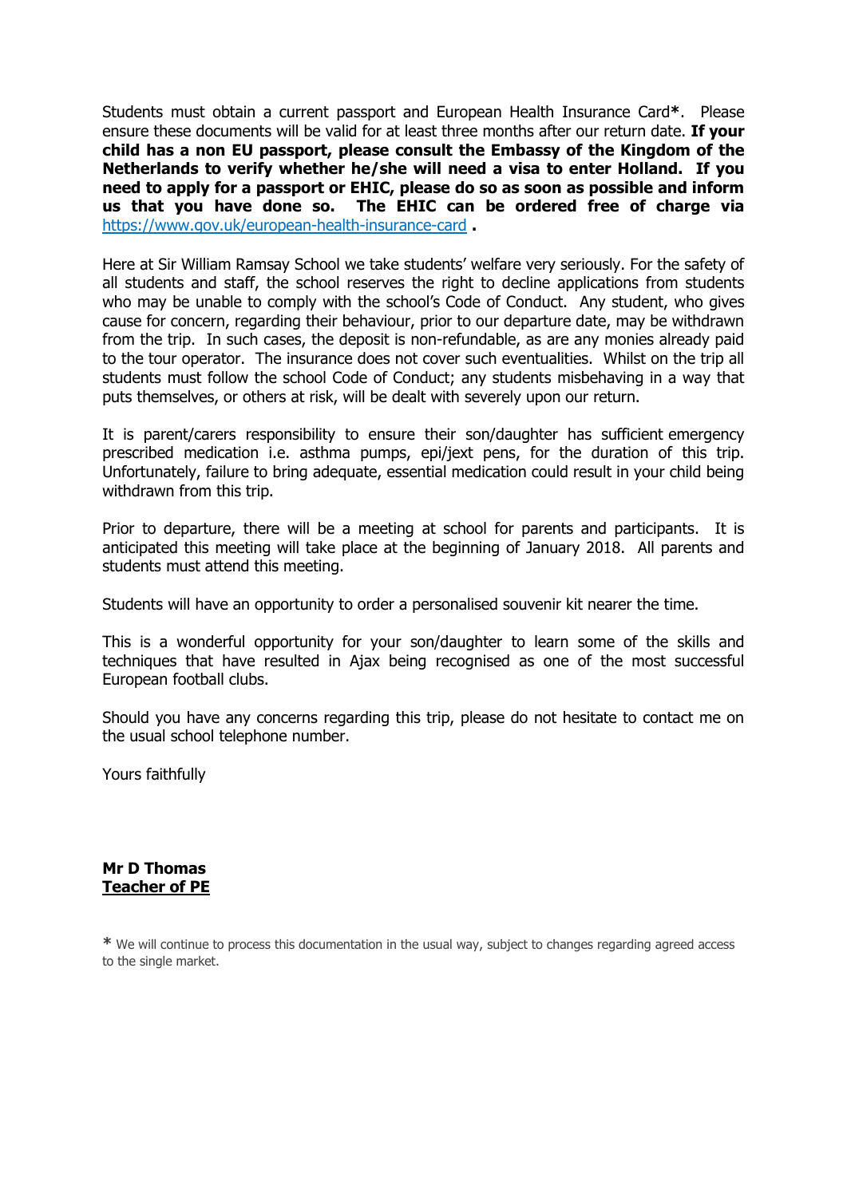Students must obtain a current passport and European Health Insurance Card**\***. Please ensure these documents will be valid for at least three months after our return date. **If your child has a non EU passport, please consult the Embassy of the Kingdom of the Netherlands to verify whether he/she will need a visa to enter Holland. If you need to apply for a passport or EHIC, please do so as soon as possible and inform us that you have done so. The EHIC can be ordered free of charge via** [https://www.gov.uk/european-health-insurance-card](https://www.gov.uk/european-health-insurance-card) **.**

Here at Sir William Ramsay School we take students' welfare very seriously. For the safety of all students and staff, the school reserves the right to decline applications from students who may be unable to comply with the school's Code of Conduct. Any student, who gives cause for concern, regarding their behaviour, prior to our departure date, may be withdrawn from the trip. In such cases, the deposit is non-refundable, as are any monies already paid to the tour operator. The insurance does not cover such eventualities. Whilst on the trip all students must follow the school Code of Conduct; any students misbehaving in a way that puts themselves, or others at risk, will be dealt with severely upon our return.

It is parent/carers responsibility to ensure their son/daughter has sufficient emergency prescribed medication i.e. asthma pumps, epi/jext pens, for the duration of this trip. Unfortunately, failure to bring adequate, essential medication could result in your child being withdrawn from this trip.

Prior to departure, there will be a meeting at school for parents and participants. It is anticipated this meeting will take place at the beginning of January 2018. All parents and students must attend this meeting.

Students will have an opportunity to order a personalised souvenir kit nearer the time.

This is a wonderful opportunity for your son/daughter to learn some of the skills and techniques that have resulted in Ajax being recognised as one of the most successful European football clubs.

Should you have any concerns regarding this trip, please do not hesitate to contact me on the usual school telephone number.

Yours faithfully

**Mr D Thomas**
**<u>Teacher of PE</u>**

\* We will continue to process this documentation in the usual way, subject to changes regarding agreed access to the single market.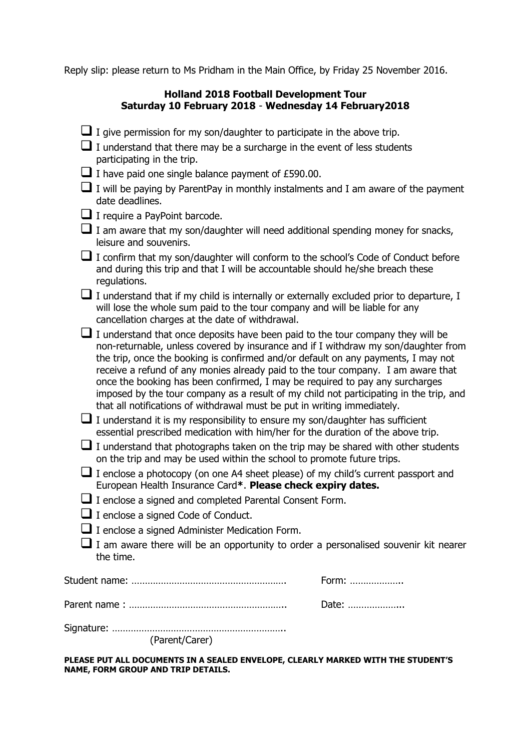Reply slip: please return to Ms Pridham in the Main Office, by Friday 25 November 2016.

**Holland 2018 Football Development Tour**
**Saturday 10 February 2018 - Wednesday 14 February2018**

- ❑ I give permission for my son/daughter to participate in the above trip.
- ❑ I understand that there may be a surcharge in the event of less students participating in the trip.
- ❑ I have paid one single balance payment of £590.00.
- ❑ I will be paying by ParentPay in monthly instalments and I am aware of the payment date deadlines.
- ❑ I require a PayPoint barcode.
- ❑ I am aware that my son/daughter will need additional spending money for snacks, leisure and souvenirs.
- ❑ I confirm that my son/daughter will conform to the school's Code of Conduct before and during this trip and that I will be accountable should he/she breach these regulations.
- ❑ I understand that if my child is internally or externally excluded prior to departure, I will lose the whole sum paid to the tour company and will be liable for any cancellation charges at the date of withdrawal.
- ❑ I understand that once deposits have been paid to the tour company they will be non-returnable, unless covered by insurance and if I withdraw my son/daughter from the trip, once the booking is confirmed and/or default on any payments, I may not receive a refund of any monies already paid to the tour company. I am aware that once the booking has been confirmed, I may be required to pay any surcharges imposed by the tour company as a result of my child not participating in the trip, and that all notifications of withdrawal must be put in writing immediately.
- ❑ I understand it is my responsibility to ensure my son/daughter has sufficient essential prescribed medication with him/her for the duration of the above trip.
- ❑ I understand that photographs taken on the trip may be shared with other students on the trip and may be used within the school to promote future trips.
- ❑ I enclose a photocopy (on one A4 sheet please) of my child's current passport and European Health Insurance Card**\***. **Please check expiry dates.**
- ❑ I enclose a signed and completed Parental Consent Form.
- ❑ I enclose a signed Code of Conduct.
- ❑ I enclose a signed Administer Medication Form.
- ❑ I am aware there will be an opportunity to order a personalised souvenir kit nearer the time.

Student name: ………………………………………………… Form: ………………..

Parent name : ………………………………………………….. Date: ………………...

Signature: ………………………………………………………..
(Parent/Carer)

**PLEASE PUT ALL DOCUMENTS IN A SEALED ENVELOPE, CLEARLY MARKED WITH THE STUDENT'S NAME, FORM GROUP AND TRIP DETAILS.**